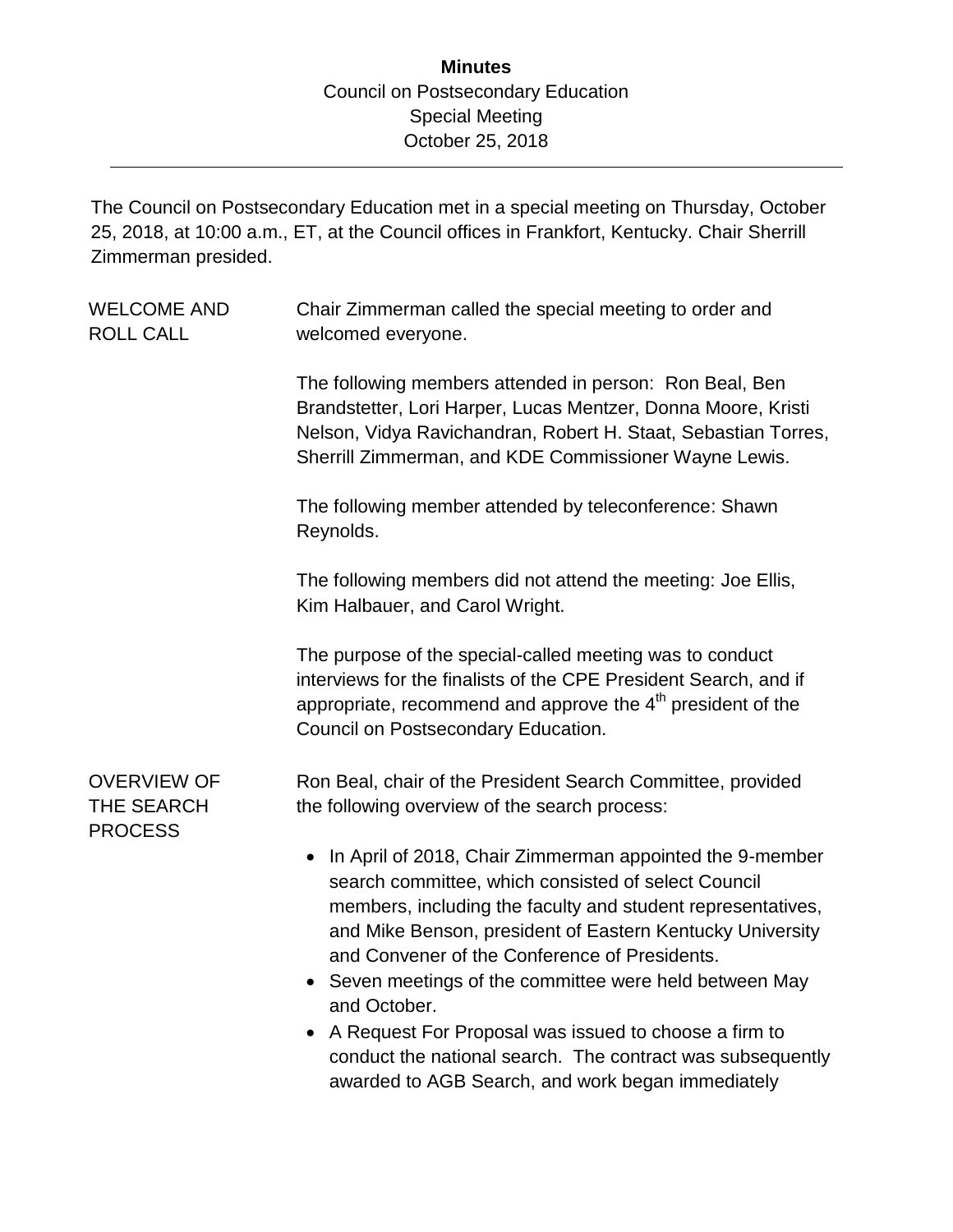# Minutes

Council on Postsecondary Education
Special Meeting
October 25, 2018

---

The Council on Postsecondary Education met in a special meeting on Thursday, October 25, 2018, at 10:00 a.m., ET, at the Council offices in Frankfort, Kentucky. Chair Sherrill Zimmerman presided.

## WELCOME AND ROLL CALL

Chair Zimmerman called the special meeting to order and welcomed everyone.

The following members attended in person: Ron Beal, Ben Brandstetter, Lori Harper, Lucas Mentzer, Donna Moore, Kristi Nelson, Vidya Ravichandran, Robert H. Staat, Sebastian Torres, Sherrill Zimmerman, and KDE Commissioner Wayne Lewis.

The following member attended by teleconference: Shawn Reynolds.

The following members did not attend the meeting: Joe Ellis, Kim Halbauer, and Carol Wright.

The purpose of the special-called meeting was to conduct interviews for the finalists of the CPE President Search, and if appropriate, recommend and approve the 4th president of the Council on Postsecondary Education.

## OVERVIEW OF THE SEARCH PROCESS

Ron Beal, chair of the President Search Committee, provided the following overview of the search process:

- In April of 2018, Chair Zimmerman appointed the 9-member search committee, which consisted of select Council members, including the faculty and student representatives, and Mike Benson, president of Eastern Kentucky University and Convener of the Conference of Presidents.
- Seven meetings of the committee were held between May and October.
- A Request For Proposal was issued to choose a firm to conduct the national search. The contract was subsequently awarded to AGB Search, and work began immediately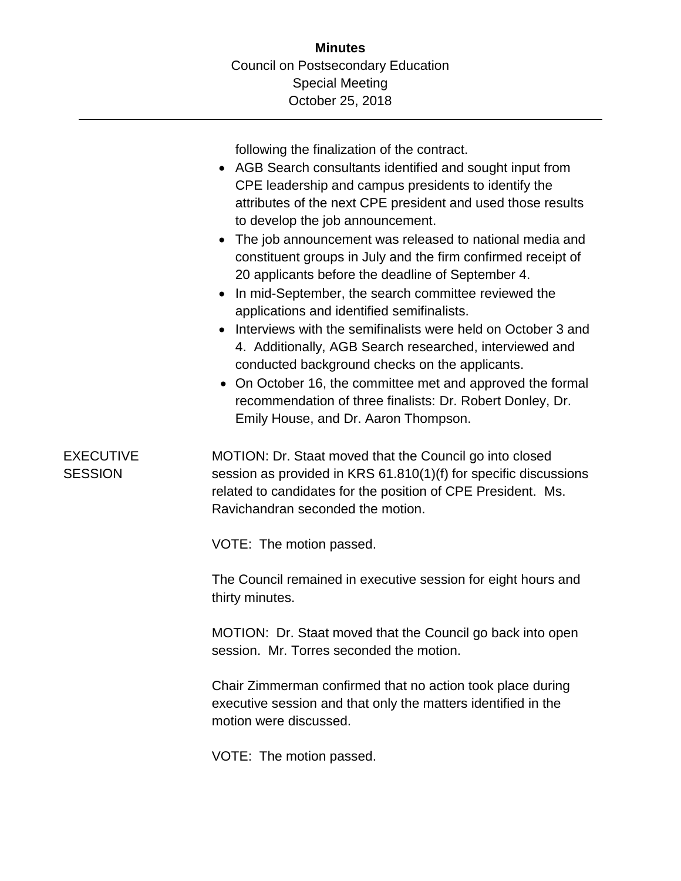following the finalization of the contract.

- AGB Search consultants identified and sought input from CPE leadership and campus presidents to identify the attributes of the next CPE president and used those results to develop the job announcement.
- The job announcement was released to national media and constituent groups in July and the firm confirmed receipt of 20 applicants before the deadline of September 4.
- In mid-September, the search committee reviewed the applications and identified semifinalists.
- Interviews with the semifinalists were held on October 3 and 4. Additionally, AGB Search researched, interviewed and conducted background checks on the applicants.
- On October 16, the committee met and approved the formal recommendation of three finalists: Dr. Robert Donley, Dr. Emily House, and Dr. Aaron Thompson.

EXECUTIVE SESSION

MOTION: Dr. Staat moved that the Council go into closed session as provided in KRS 61.810(1)(f) for specific discussions related to candidates for the position of CPE President. Ms. Ravichandran seconded the motion.

VOTE: The motion passed.

The Council remained in executive session for eight hours and thirty minutes.

MOTION: Dr. Staat moved that the Council go back into open session. Mr. Torres seconded the motion.

Chair Zimmerman confirmed that no action took place during executive session and that only the matters identified in the motion were discussed.

VOTE: The motion passed.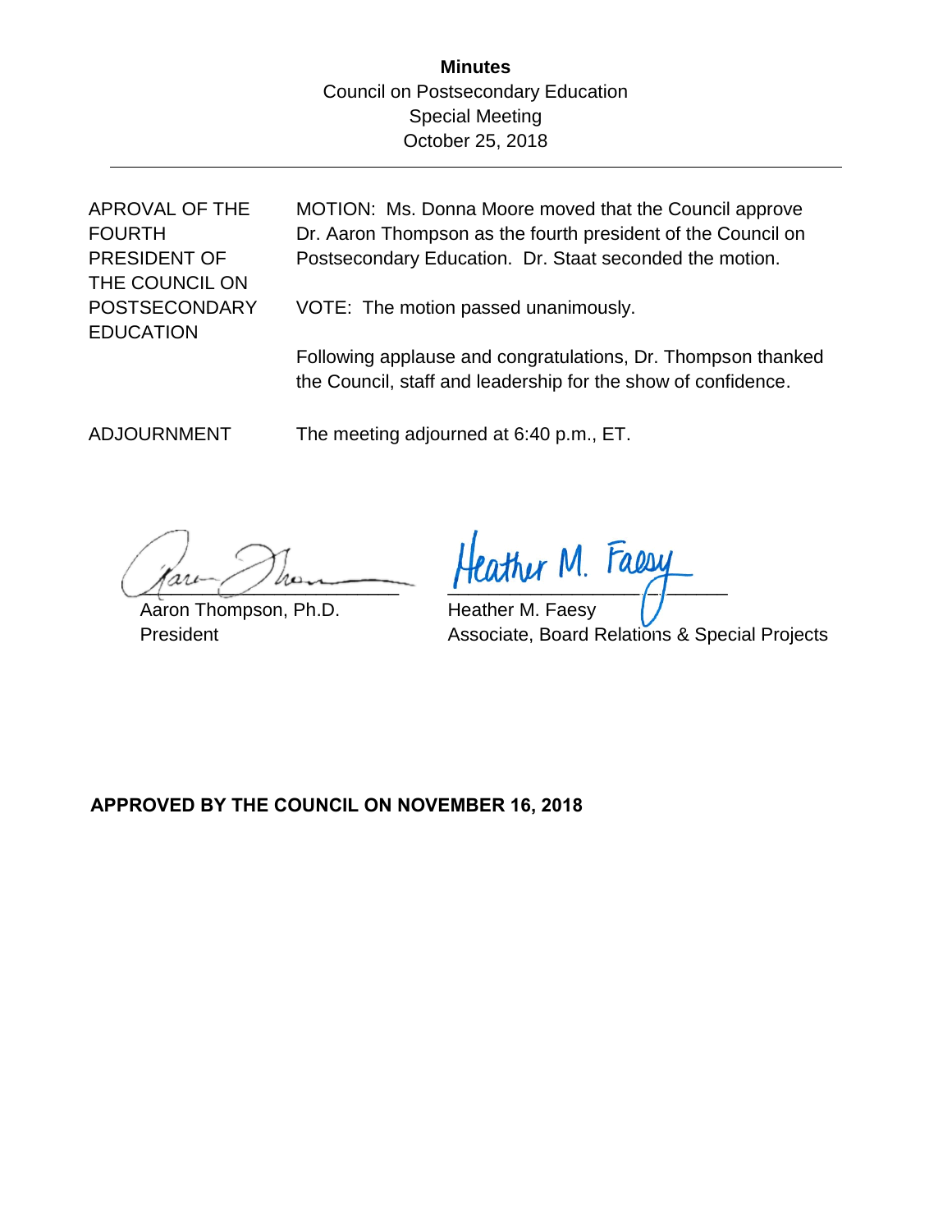**Minutes**
Council on Postsecondary Education
Special Meeting
October 25, 2018

---

APROVAL OF THE FOURTH PRESIDENT OF THE COUNCIL ON POSTSECONDARY EDUCATION

MOTION: Ms. Donna Moore moved that the Council approve Dr. Aaron Thompson as the fourth president of the Council on Postsecondary Education. Dr. Staat seconded the motion.

VOTE: The motion passed unanimously.

Following applause and congratulations, Dr. Thompson thanked the Council, staff and leadership for the show of confidence.

ADJOURNMENT

The meeting adjourned at 6:40 p.m., ET.

Aaron Thompson, Ph.D.
President

Heather M. Faesy
Associate, Board Relations & Special Projects

**APPROVED BY THE COUNCIL ON NOVEMBER 16, 2018**